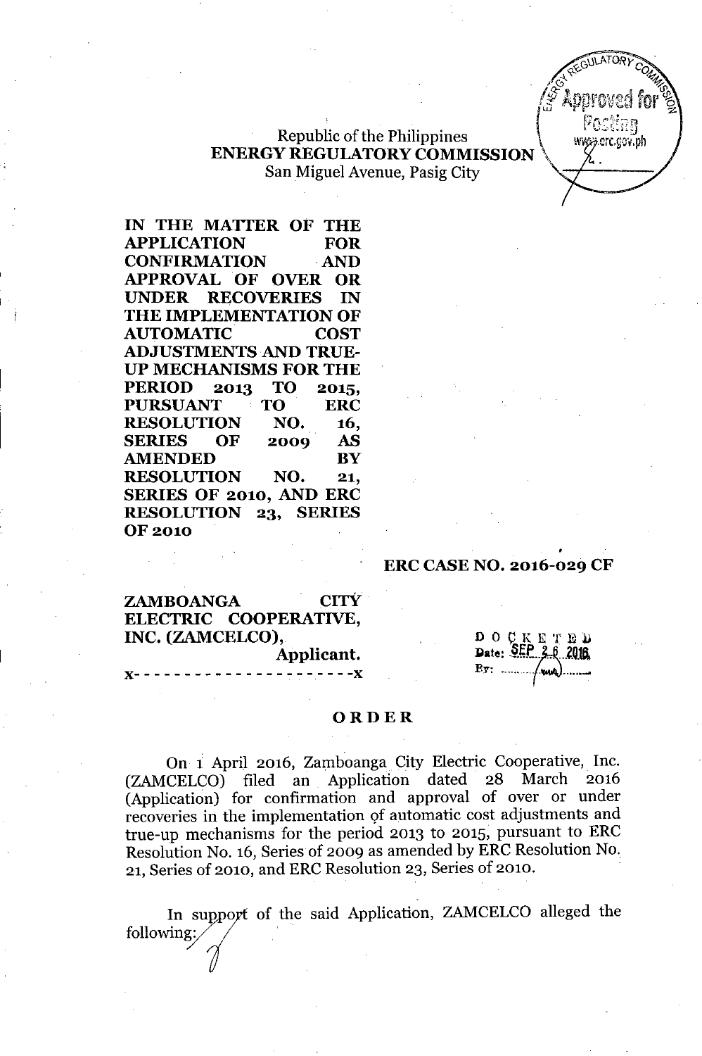Republic of the Philippines
**ENERGY REGULATORY COMMISSION**
San Miguel Avenue, Pasig City

**IN THE MATTER OF THE APPLICATION FOR CONFIRMATION AND APPROVAL OF OVER OR UNDER RECOVERIES IN THE IMPLEMENTATION OF AUTOMATIC COST ADJUSTMENTS AND TRUE-UP MECHANISMS FOR THE PERIOD 2013 TO 2015, PURSUANT TO ERC RESOLUTION NO. 16, SERIES OF 2009 AS AMENDED BY RESOLUTION NO. 21, SERIES OF 2010, AND ERC RESOLUTION 23, SERIES OF 2010**

**ERC CASE NO. 2016-029 CF**

**ZAMBOANGA CITY ELECTRIC COOPERATIVE, INC. (ZAMCELCO),**
**Applicant.**
x- - - - - - - - - - - - - - - - - - - - -x

DOCKETED
Date: SEP 26 2016

## ORDER

On 1 April 2016, Zamboanga City Electric Cooperative, Inc. (ZAMCELCO) filed an Application dated 28 March 2016 (Application) for confirmation and approval of over or under recoveries in the implementation of automatic cost adjustments and true-up mechanisms for the period 2013 to 2015, pursuant to ERC Resolution No. 16, Series of 2009 as amended by ERC Resolution No. 21, Series of 2010, and ERC Resolution 23, Series of 2010.

In support of the said Application, ZAMCELCO alleged the following: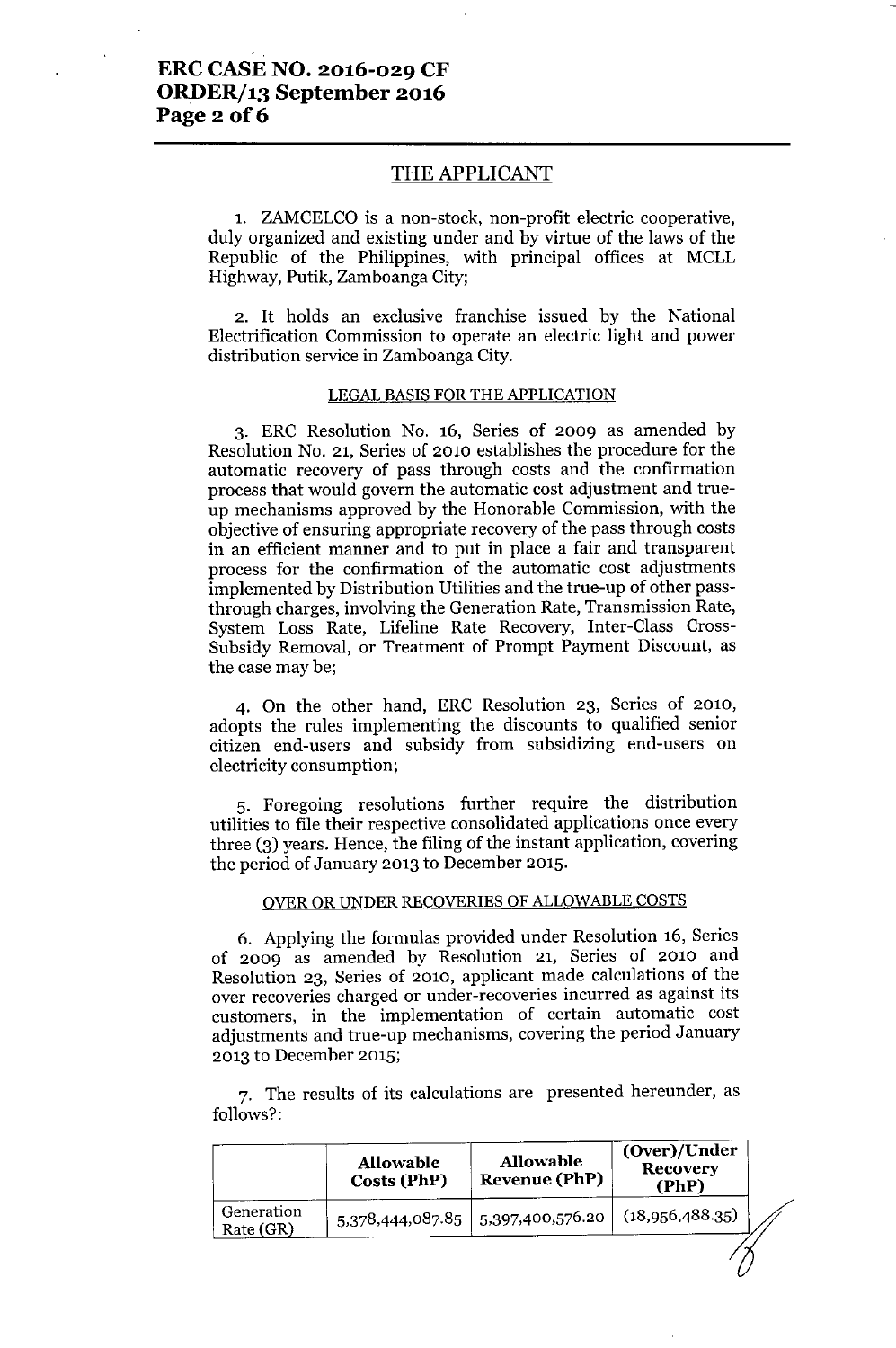## THE APPLICANT

1. ZAMCELCO is a non-stock, non-profit electric cooperative, duly organized and existing under and by virtue of the laws of the Republic of the Philippines, with principal offices at MCLL Highway, Putik, Zamboanga City;

2. It holds an exclusive franchise issued by the National Electrification Commission to operate an electric light and power distribution service in Zamboanga City.

### LEGAL BASIS FOR THE APPLICATION

3. ERC Resolution No. 16, Series of 2009 as amended by Resolution No. 21, Series of 2010 establishes the procedure for the automatic recovery of pass through costs and the confirmation process that would govern the automatic cost adjustment and true-up mechanisms approved by the Honorable Commission, with the objective of ensuring appropriate recovery of the pass through costs in an efficient manner and to put in place a fair and transparent process for the confirmation of the automatic cost adjustments implemented by Distribution Utilities and the true-up of other pass-through charges, involving the Generation Rate, Transmission Rate, System Loss Rate, Lifeline Rate Recovery, Inter-Class Cross-Subsidy Removal, or Treatment of Prompt Payment Discount, as the case may be;

4. On the other hand, ERC Resolution 23, Series of 2010, adopts the rules implementing the discounts to qualified senior citizen end-users and subsidy from subsidizing end-users on electricity consumption;

5. Foregoing resolutions further require the distribution utilities to file their respective consolidated applications once every three (3) years. Hence, the filing of the instant application, covering the period of January 2013 to December 2015.

### OVER OR UNDER RECOVERIES OF ALLOWABLE COSTS

6. Applying the formulas provided under Resolution 16, Series of 2009 as amended by Resolution 21, Series of 2010 and Resolution 23, Series of 2010, applicant made calculations of the over recoveries charged or under-recoveries incurred as against its customers, in the implementation of certain automatic cost adjustments and true-up mechanisms, covering the period January 2013 to December 2015;

7. The results of its calculations are presented hereunder, as follows?:

| | Allowable Costs (PhP) | Allowable Revenue (PhP) | (Over)/Under Recovery (PhP) |
|---|---|---|---|
| Generation Rate (GR) | 5,378,444,087.85 | 5,397,400,576.20 | (18,956,488.35) |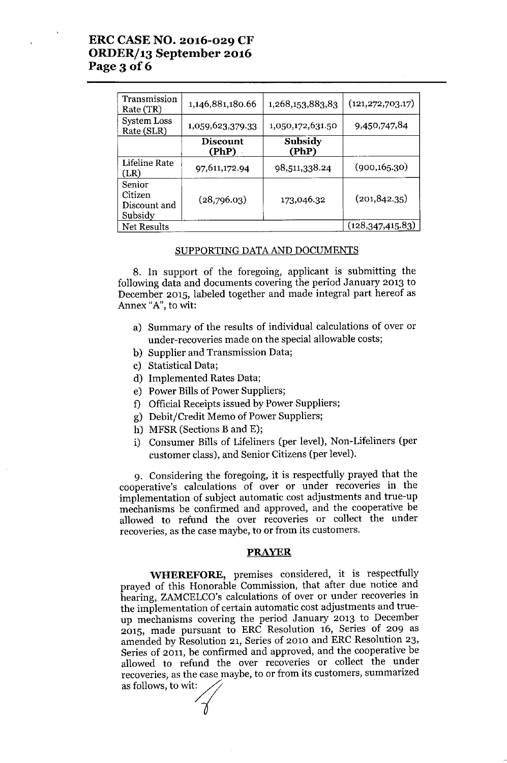| | | | |
|---|---|---|---|
| Transmission Rate (TR) | 1,146,881,180.66 | 1,268,153,883,83 | (121,272,703.17) |
| System Loss Rate (SLR) | 1,059,623,379.33 | 1,050,172,631.50 | 9,450,747,84 |
| | **Discount (PhP)** | **Subsidy (PhP)** | |
| Lifeline Rate (LR) | 97,611,172.94 | 98,511,338.24 | (900,165.30) |
| Senior Citizen Discount and Subsidy | (28,796.03) | 173,046.32 | (201,842.35) |
| Net Results | | | (128,347,415.83) |

SUPPORTING DATA AND DOCUMENTS

8. In support of the foregoing, applicant is submitting the following data and documents covering the period January 2013 to December 2015, labeled together and made integral part hereof as Annex "A", to wit:

a) Summary of the results of individual calculations of over or under-recoveries made on the special allowable costs;
b) Supplier and Transmission Data;
c) Statistical Data;
d) Implemented Rates Data;
e) Power Bills of Power Suppliers;
f) Official Receipts issued by Power Suppliers;
g) Debit/Credit Memo of Power Suppliers;
h) MFSR (Sections B and E);
i) Consumer Bills of Lifeliners (per level), Non-Lifeliners (per customer class), and Senior Citizens (per level).

9. Considering the foregoing, it is respectfully prayed that the cooperative's calculations of over or under recoveries in the implementation of subject automatic cost adjustments and true-up mechanisms be confirmed and approved, and the cooperative be allowed to refund the over recoveries or collect the under recoveries, as the case maybe, to or from its customers.

**PRAYER**

**WHEREFORE,** premises considered, it is respectfully prayed of this Honorable Commission, that after due notice and hearing, ZAMCELCO's calculations of over or under recoveries in the implementation of certain automatic cost adjustments and true-up mechanisms covering the period January 2013 to December 2015, made pursuant to ERC Resolution 16, Series of 209 as amended by Resolution 21, Series of 2010 and ERC Resolution 23, Series of 2011, be confirmed and approved, and the cooperative be allowed to refund the over recoveries or collect the under recoveries, as the case maybe, to or from its customers, summarized as follows, to wit: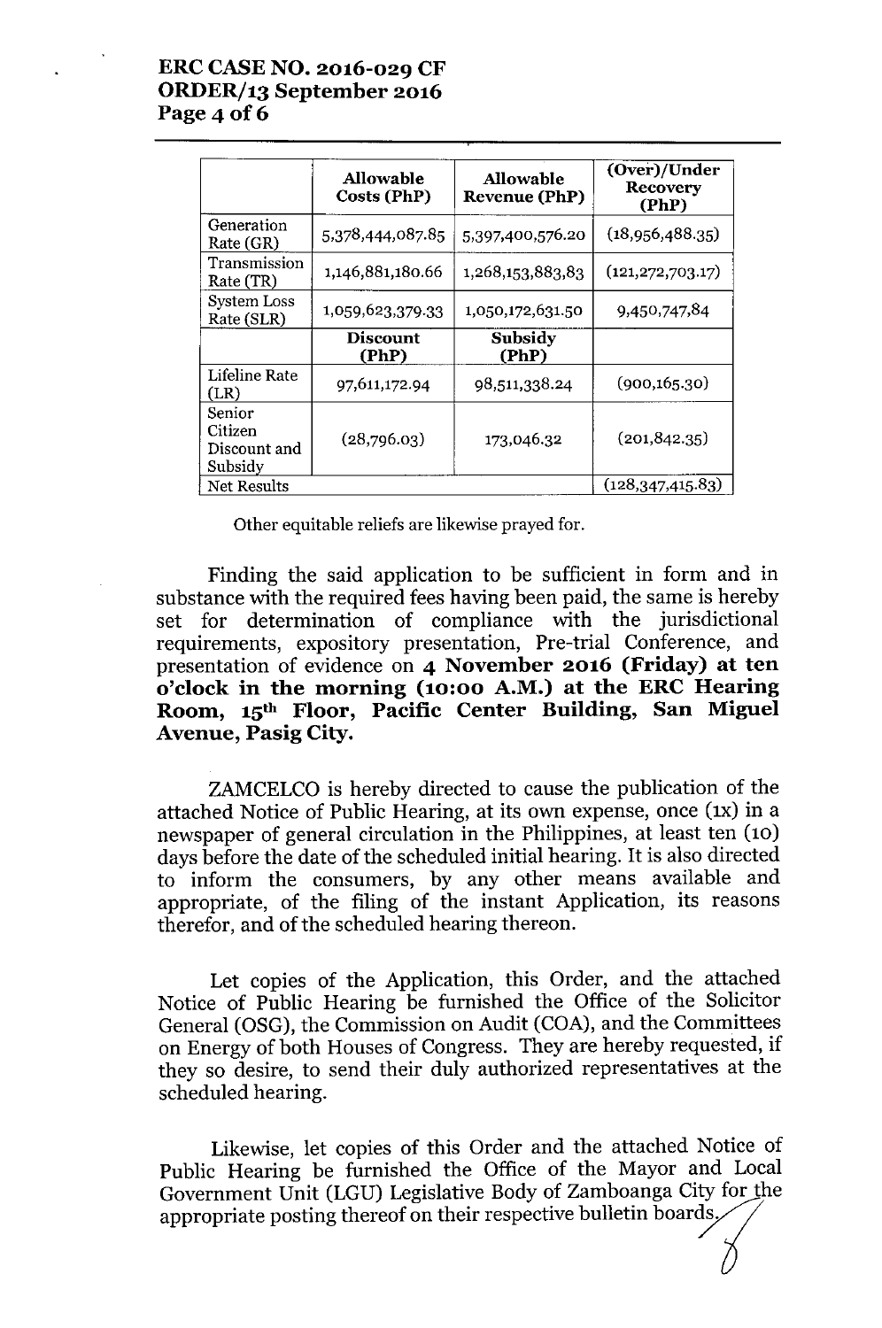| | Allowable Costs (PhP) | Allowable Revenue (PhP) | (Over)/Under Recovery (PhP) |
|---|---|---|---|
| Generation Rate (GR) | 5,378,444,087.85 | 5,397,400,576.20 | (18,956,488.35) |
| Transmission Rate (TR) | 1,146,881,180.66 | 1,268,153,883,83 | (121,272,703.17) |
| System Loss Rate (SLR) | 1,059,623,379.33 | 1,050,172,631.50 | 9,450,747,84 |
| | **Discount (PhP)** | **Subsidy (PhP)** | |
| Lifeline Rate (LR) | 97,611,172.94 | 98,511,338.24 | (900,165.30) |
| Senior Citizen Discount and Subsidy | (28,796.03) | 173,046.32 | (201,842.35) |
| Net Results | | | (128,347,415.83) |

Other equitable reliefs are likewise prayed for.

Finding the said application to be sufficient in form and in substance with the required fees having been paid, the same is hereby set for determination of compliance with the jurisdictional requirements, expository presentation, Pre-trial Conference, and presentation of evidence on **4 November 2016 (Friday) at ten o'clock in the morning (10:00 A.M.) at the ERC Hearing Room, 15th Floor, Pacific Center Building, San Miguel Avenue, Pasig City.**

ZAMCELCO is hereby directed to cause the publication of the attached Notice of Public Hearing, at its own expense, once (1x) in a newspaper of general circulation in the Philippines, at least ten (10) days before the date of the scheduled initial hearing. It is also directed to inform the consumers, by any other means available and appropriate, of the filing of the instant Application, its reasons therefor, and of the scheduled hearing thereon.

Let copies of the Application, this Order, and the attached Notice of Public Hearing be furnished the Office of the Solicitor General (OSG), the Commission on Audit (COA), and the Committees on Energy of both Houses of Congress. They are hereby requested, if they so desire, to send their duly authorized representatives at the scheduled hearing.

Likewise, let copies of this Order and the attached Notice of Public Hearing be furnished the Office of the Mayor and Local Government Unit (LGU) Legislative Body of Zamboanga City for the appropriate posting thereof on their respective bulletin boards.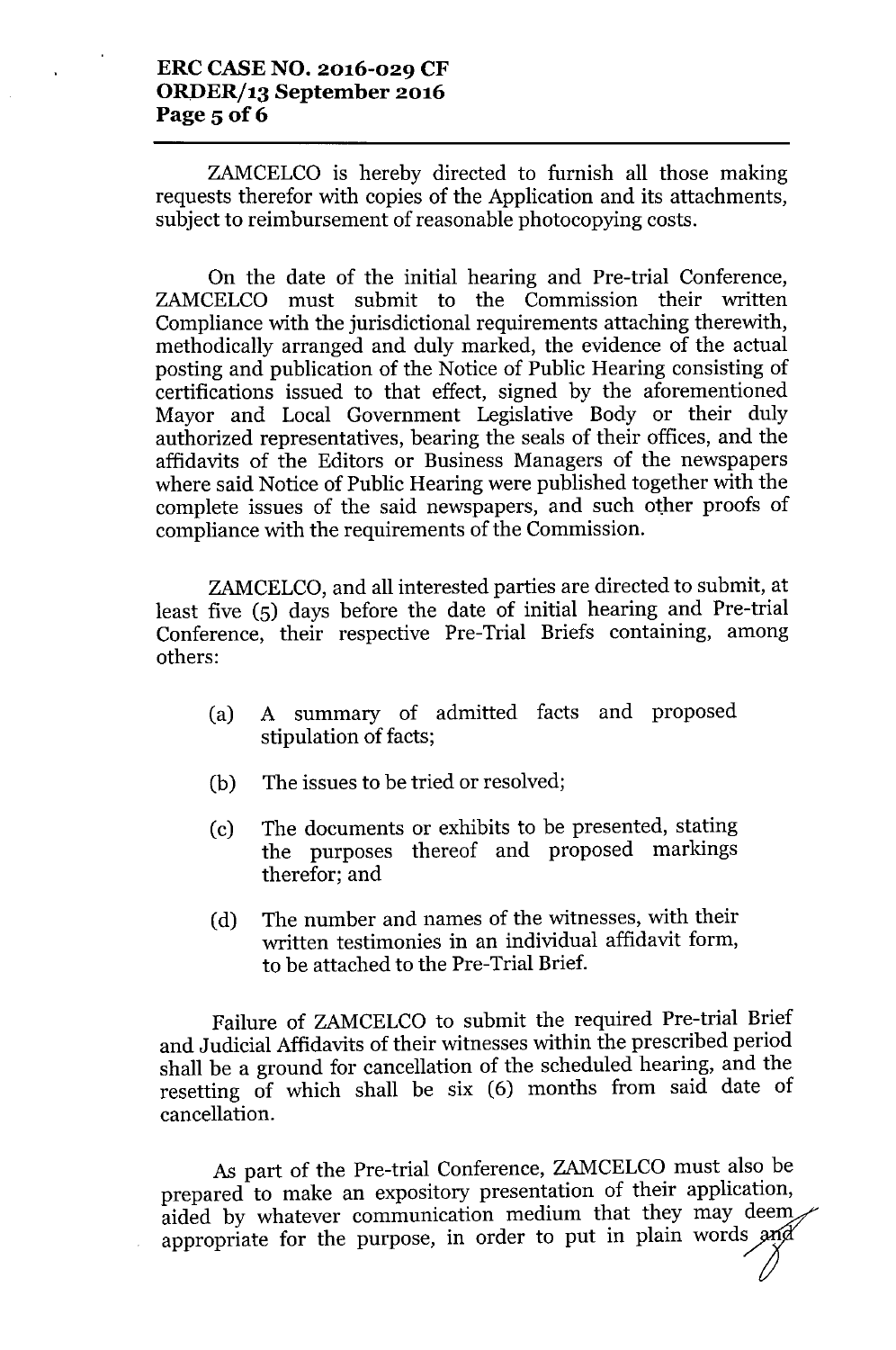ZAMCELCO is hereby directed to furnish all those making requests therefor with copies of the Application and its attachments, subject to reimbursement of reasonable photocopying costs.

On the date of the initial hearing and Pre-trial Conference, ZAMCELCO must submit to the Commission their written Compliance with the jurisdictional requirements attaching therewith, methodically arranged and duly marked, the evidence of the actual posting and publication of the Notice of Public Hearing consisting of certifications issued to that effect, signed by the aforementioned Mayor and Local Government Legislative Body or their duly authorized representatives, bearing the seals of their offices, and the affidavits of the Editors or Business Managers of the newspapers where said Notice of Public Hearing were published together with the complete issues of the said newspapers, and such other proofs of compliance with the requirements of the Commission.

ZAMCELCO, and all interested parties are directed to submit, at least five (5) days before the date of initial hearing and Pre-trial Conference, their respective Pre-Trial Briefs containing, among others:

(a) A summary of admitted facts and proposed stipulation of facts;

(b) The issues to be tried or resolved;

(c) The documents or exhibits to be presented, stating the purposes thereof and proposed markings therefor; and

(d) The number and names of the witnesses, with their written testimonies in an individual affidavit form, to be attached to the Pre-Trial Brief.

Failure of ZAMCELCO to submit the required Pre-trial Brief and Judicial Affidavits of their witnesses within the prescribed period shall be a ground for cancellation of the scheduled hearing, and the resetting of which shall be six (6) months from said date of cancellation.

As part of the Pre-trial Conference, ZAMCELCO must also be prepared to make an expository presentation of their application, aided by whatever communication medium that they may deem appropriate for the purpose, in order to put in plain words and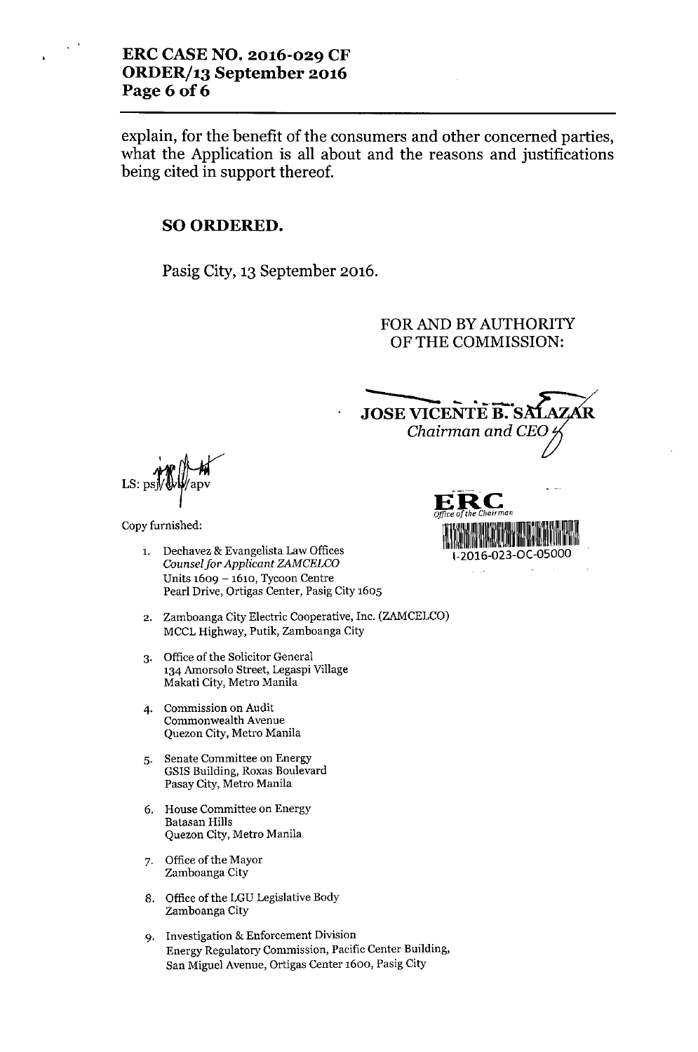explain, for the benefit of the consumers and other concerned parties, what the Application is all about and the reasons and justifications being cited in support thereof.

**SO ORDERED.**

Pasig City, 13 September 2016.

FOR AND BY AUTHORITY
OF THE COMMISSION:

**JOSE VICENTE B. SALAZAR**
*Chairman and CEO*

LS: psj/gvb/apv

ERC
*Office of the Chairman*
I-2016-023-OC-05000

Copy furnished:

1. Dechavez & Evangelista Law Offices
   *Counsel for Applicant ZAMCELCO*
   Units 1609 – 1610, Tycoon Centre
   Pearl Drive, Ortigas Center, Pasig City 1605

2. Zamboanga City Electric Cooperative, Inc. (ZAMCELCO)
   MCCL Highway, Putik, Zamboanga City

3. Office of the Solicitor General
   134 Amorsolo Street, Legaspi Village
   Makati City, Metro Manila

4. Commission on Audit
   Commonwealth Avenue
   Quezon City, Metro Manila

5. Senate Committee on Energy
   GSIS Building, Roxas Boulevard
   Pasay City, Metro Manila

6. House Committee on Energy
   Batasan Hills
   Quezon City, Metro Manila

7. Office of the Mayor
   Zamboanga City

8. Office of the LGU Legislative Body
   Zamboanga City

9. Investigation & Enforcement Division
   Energy Regulatory Commission, Pacific Center Building,
   San Miguel Avenue, Ortigas Center 1600, Pasig City